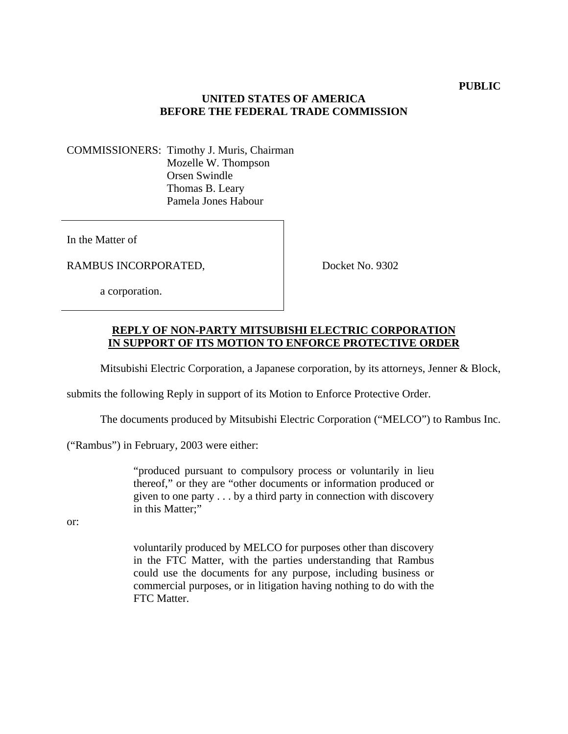**PUBLIC**

**UNITED STATES OF AMERICA**
**BEFORE THE FEDERAL TRADE COMMISSION**

COMMISSIONERS: Timothy J. Muris, Chairman
Mozelle W. Thompson
Orsen Swindle
Thomas B. Leary
Pamela Jones Habour

| | |
|---|---|
| In the Matter of<br><br>RAMBUS INCORPORATED,<br><br>a corporation. | Docket No. 9302 |

**REPLY OF NON-PARTY MITSUBISHI ELECTRIC CORPORATION IN SUPPORT OF ITS MOTION TO ENFORCE PROTECTIVE ORDER**

Mitsubishi Electric Corporation, a Japanese corporation, by its attorneys, Jenner & Block, submits the following Reply in support of its Motion to Enforce Protective Order.

The documents produced by Mitsubishi Electric Corporation ("MELCO") to Rambus Inc. ("Rambus") in February, 2003 were either:

> "produced pursuant to compulsory process or voluntarily in lieu thereof," or they are "other documents or information produced or given to one party . . . by a third party in connection with discovery in this Matter;"

or:

> voluntarily produced by MELCO for purposes other than discovery in the FTC Matter, with the parties understanding that Rambus could use the documents for any purpose, including business or commercial purposes, or in litigation having nothing to do with the FTC Matter.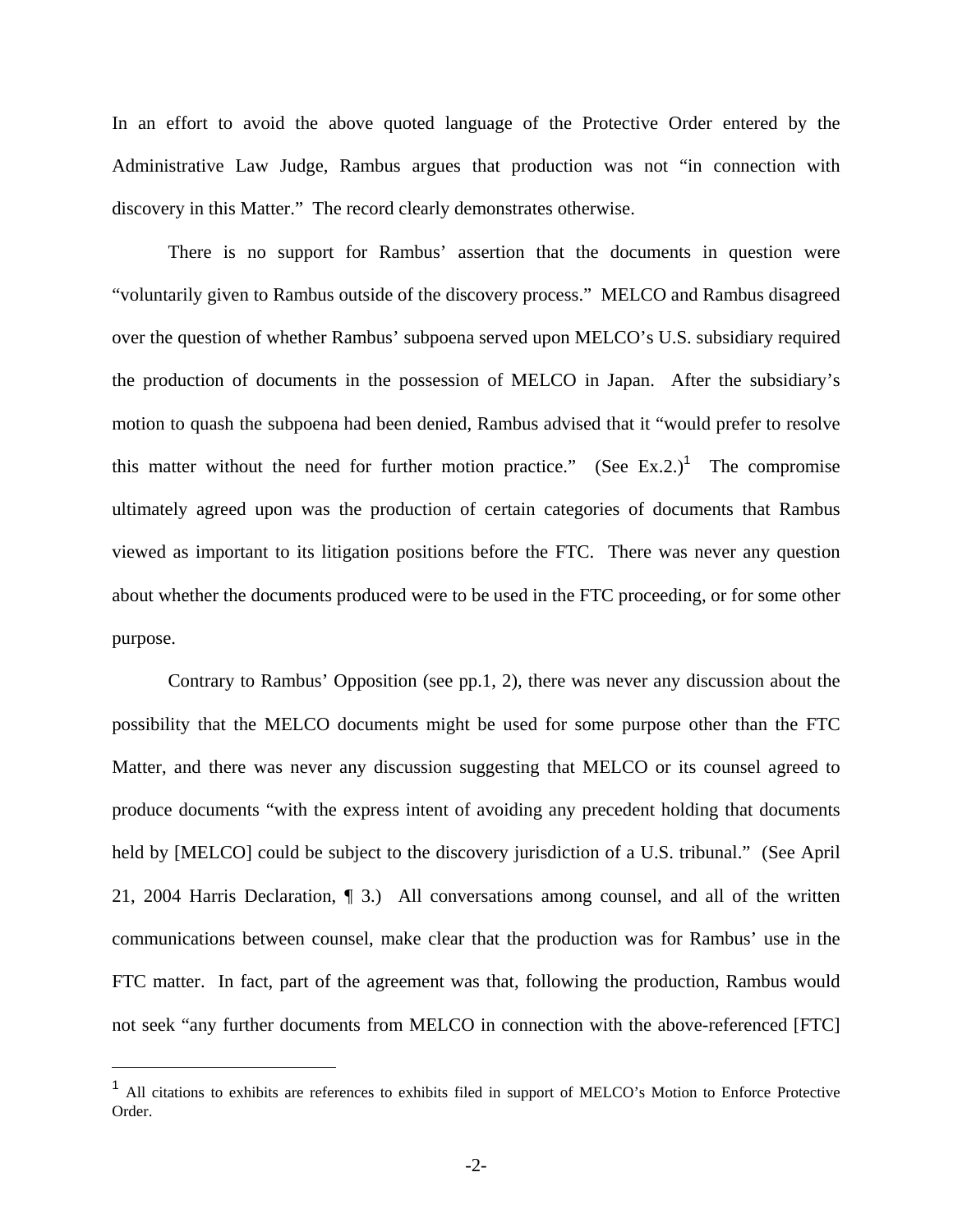In an effort to avoid the above quoted language of the Protective Order entered by the Administrative Law Judge, Rambus argues that production was not "in connection with discovery in this Matter." The record clearly demonstrates otherwise.

There is no support for Rambus' assertion that the documents in question were "voluntarily given to Rambus outside of the discovery process." MELCO and Rambus disagreed over the question of whether Rambus' subpoena served upon MELCO's U.S. subsidiary required the production of documents in the possession of MELCO in Japan. After the subsidiary's motion to quash the subpoena had been denied, Rambus advised that it "would prefer to resolve this matter without the need for further motion practice." (See Ex.2.)[1] The compromise ultimately agreed upon was the production of certain categories of documents that Rambus viewed as important to its litigation positions before the FTC. There was never any question about whether the documents produced were to be used in the FTC proceeding, or for some other purpose.

Contrary to Rambus' Opposition (see pp.1, 2), there was never any discussion about the possibility that the MELCO documents might be used for some purpose other than the FTC Matter, and there was never any discussion suggesting that MELCO or its counsel agreed to produce documents "with the express intent of avoiding any precedent holding that documents held by [MELCO] could be subject to the discovery jurisdiction of a U.S. tribunal." (See April 21, 2004 Harris Declaration, ¶ 3.) All conversations among counsel, and all of the written communications between counsel, make clear that the production was for Rambus' use in the FTC matter. In fact, part of the agreement was that, following the production, Rambus would not seek "any further documents from MELCO in connection with the above-referenced [FTC]

---

[1] All citations to exhibits are references to exhibits filed in support of MELCO's Motion to Enforce Protective Order.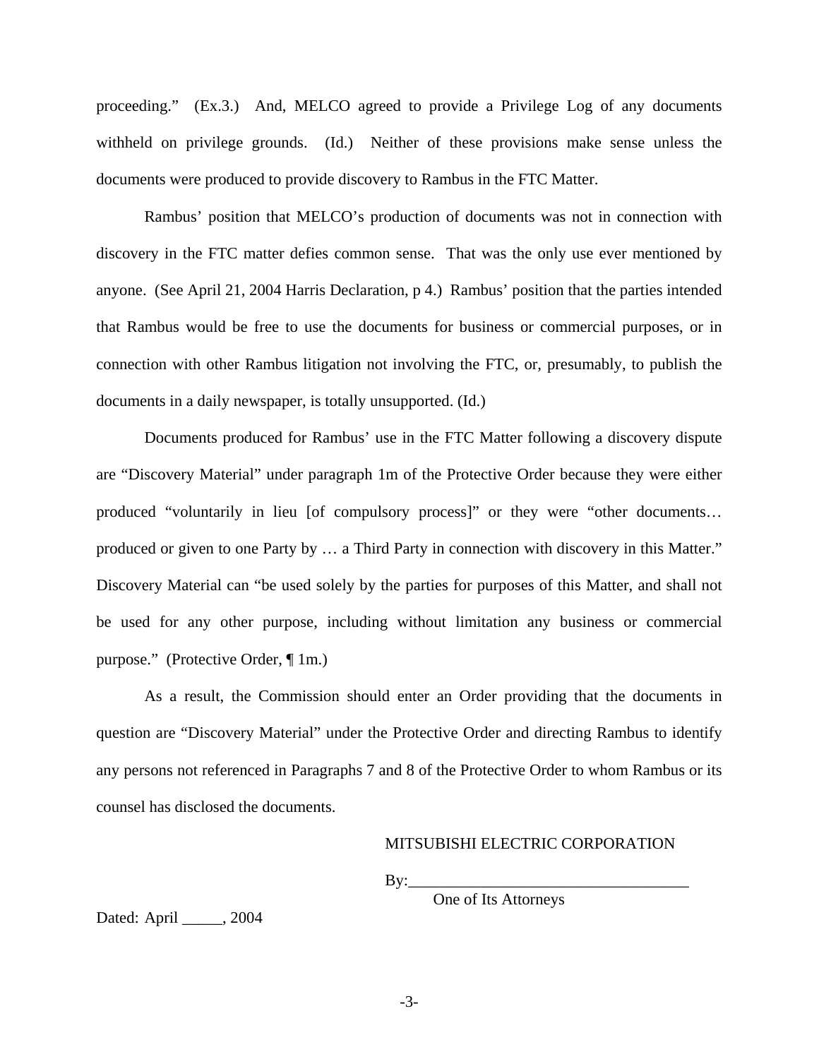proceeding." (Ex.3.) And, MELCO agreed to provide a Privilege Log of any documents withheld on privilege grounds. (Id.) Neither of these provisions make sense unless the documents were produced to provide discovery to Rambus in the FTC Matter.

Rambus' position that MELCO's production of documents was not in connection with discovery in the FTC matter defies common sense. That was the only use ever mentioned by anyone. (See April 21, 2004 Harris Declaration, p 4.) Rambus' position that the parties intended that Rambus would be free to use the documents for business or commercial purposes, or in connection with other Rambus litigation not involving the FTC, or, presumably, to publish the documents in a daily newspaper, is totally unsupported. (Id.)

Documents produced for Rambus' use in the FTC Matter following a discovery dispute are "Discovery Material" under paragraph 1m of the Protective Order because they were either produced "voluntarily in lieu [of compulsory process]" or they were "other documents… produced or given to one Party by … a Third Party in connection with discovery in this Matter." Discovery Material can "be used solely by the parties for purposes of this Matter, and shall not be used for any other purpose, including without limitation any business or commercial purpose." (Protective Order, ¶ 1m.)

As a result, the Commission should enter an Order providing that the documents in question are "Discovery Material" under the Protective Order and directing Rambus to identify any persons not referenced in Paragraphs 7 and 8 of the Protective Order to whom Rambus or its counsel has disclosed the documents.

MITSUBISHI ELECTRIC CORPORATION

By:___________________________________

One of Its Attorneys

Dated: April _____, 2004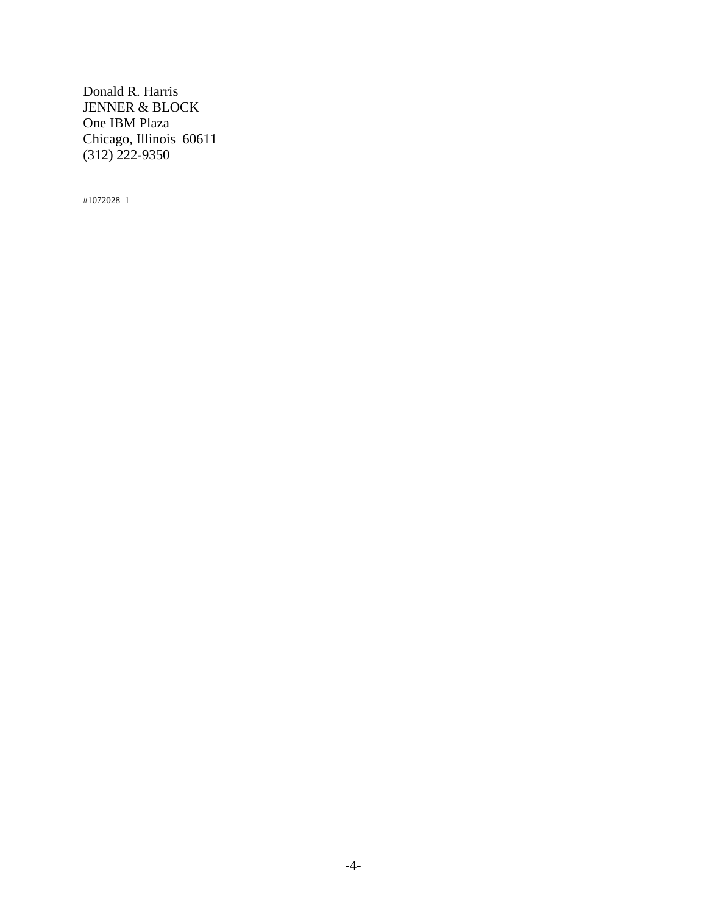Donald R. Harris
JENNER & BLOCK
One IBM Plaza
Chicago, Illinois  60611
(312) 222-9350

#1072028_1